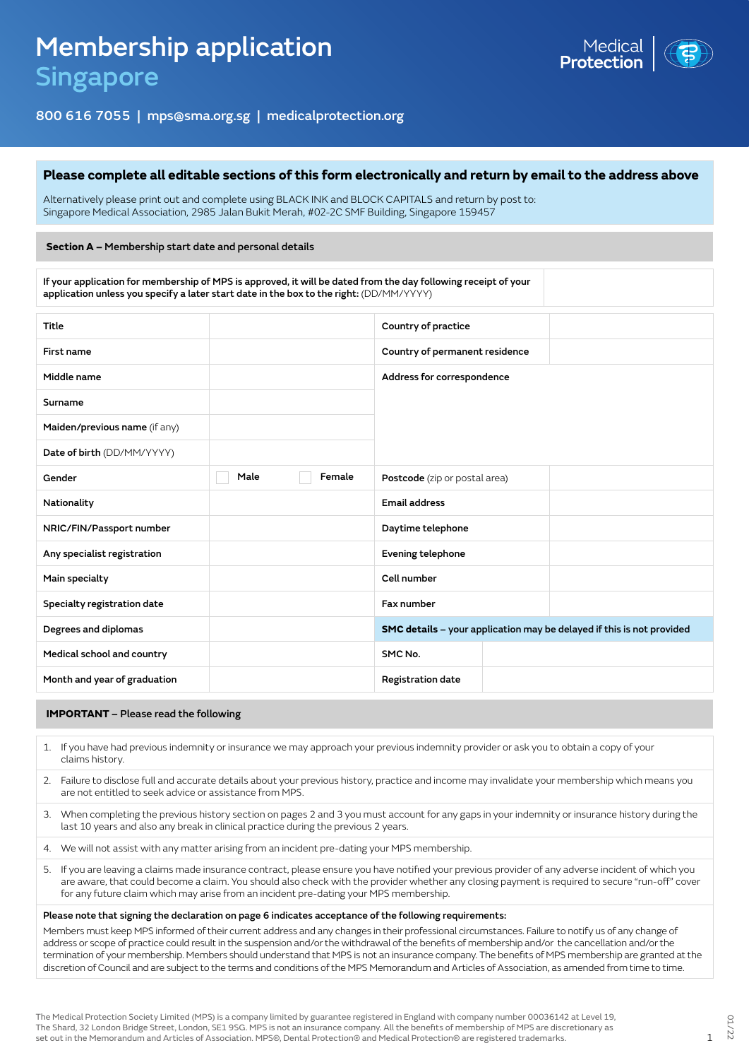# Membership application
## Singapore

800 616 7055 | mps@sma.org.sg | medicalprotection.org

**Please complete all editable sections of this form electronically and return by email to the address above**

Alternatively please print out and complete using BLACK INK and BLOCK CAPITALS and return by post to:
Singapore Medical Association, 2985 Jalan Bukit Merah, #02-2C SMF Building, Singapore 159457

### Section A – Membership start date and personal details

| If your application for membership of MPS is approved, it will be dated from the day following receipt of your application unless you specify a later start date in the box to the right: (DD/MM/YYYY) | |
|---|---|

| | | | |
|---|---|---|---|
| Title | | Country of practice | |
| First name | | Country of permanent residence | |
| Middle name | | Address for correspondence | |
| Surname | | | |
| Maiden/previous name (if any) | | | |
| Date of birth (DD/MM/YYYY) | | | |
| Gender | ☐ Male ☐ Female | Postcode (zip or postal area) | |
| Nationality | | Email address | |
| NRIC/FIN/Passport number | | Daytime telephone | |
| Any specialist registration | | Evening telephone | |
| Main specialty | | Cell number | |
| Specialty registration date | | Fax number | |
| Degrees and diplomas | | **SMC details** – your application may be delayed if this is not provided | |
| Medical school and country | | SMC No. | |
| Month and year of graduation | | Registration date | |

### IMPORTANT – Please read the following

1. If you have had previous indemnity or insurance we may approach your previous indemnity provider or ask you to obtain a copy of your claims history.
2. Failure to disclose full and accurate details about your previous history, practice and income may invalidate your membership which means you are not entitled to seek advice or assistance from MPS.
3. When completing the previous history section on pages 2 and 3 you must account for any gaps in your indemnity or insurance history during the last 10 years and also any break in clinical practice during the previous 2 years.
4. We will not assist with any matter arising from an incident pre-dating your MPS membership.
5. If you are leaving a claims made insurance contract, please ensure you have notified your previous provider of any adverse incident of which you are aware, that could become a claim. You should also check with the provider whether any closing payment is required to secure "run-off" cover for any future claim which may arise from an incident pre-dating your MPS membership.

**Please note that signing the declaration on page 6 indicates acceptance of the following requirements:**

Members must keep MPS informed of their current address and any changes in their professional circumstances. Failure to notify us of any change of address or scope of practice could result in the suspension and/or the withdrawal of the benefits of membership and/or the cancellation and/or the termination of your membership. Members should understand that MPS is not an insurance company. The benefits of MPS membership are granted at the discretion of Council and are subject to the terms and conditions of the MPS Memorandum and Articles of Association, as amended from time to time.

The Medical Protection Society Limited (MPS) is a company limited by guarantee registered in England with company number 00036142 at Level 19, The Shard, 32 London Bridge Street, London, SE1 9SG. MPS is not an insurance company. All the benefits of membership of MPS are discretionary as set out in the Memorandum and Articles of Association. MPS®, Dental Protection® and Medical Protection® are registered trademarks.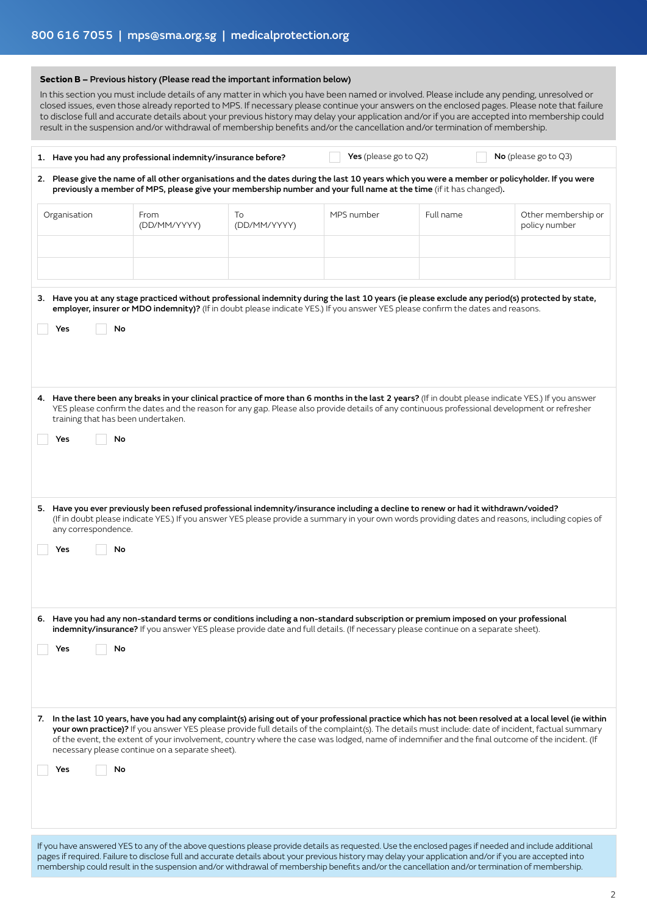**Section B – Previous history (Please read the important information below)**

In this section you must include details of any matter in which you have been named or involved. Please include any pending, unresolved or closed issues, even those already reported to MPS. If necessary please continue your answers on the enclosed pages. Please note that failure to disclose full and accurate details about your previous history may delay your application and/or if you are accepted into membership could result in the suspension and/or withdrawal of membership benefits and/or the cancellation and/or termination of membership.

**1. Have you had any professional indemnity/insurance before?** ☐ **Yes** (please go to Q2) ☐ **No** (please go to Q3)

**2. Please give the name of all other organisations and the dates during the last 10 years which you were a member or policyholder. If you were previously a member of MPS, please give your membership number and your full name at the time** (if it has changed)**.**

| Organisation | From (DD/MM/YYYY) | To (DD/MM/YYYY) | MPS number | Full name | Other membership or policy number |
|---|---|---|---|---|---|
| | | | | | |
| | | | | | |

**3. Have you at any stage practiced without professional indemnity during the last 10 years (ie please exclude any period(s) protected by state, employer, insurer or MDO indemnity)?** (If in doubt please indicate YES.) If you answer YES please confirm the dates and reasons.

☐ **Yes** ☐ **No**

**4. Have there been any breaks in your clinical practice of more than 6 months in the last 2 years?** (If in doubt please indicate YES.) If you answer YES please confirm the dates and the reason for any gap. Please also provide details of any continuous professional development or refresher training that has been undertaken.

☐ **Yes** ☐ **No**

**5. Have you ever previously been refused professional indemnity/insurance including a decline to renew or had it withdrawn/voided?** (If in doubt please indicate YES.) If you answer YES please provide a summary in your own words providing dates and reasons, including copies of any correspondence.

☐ **Yes** ☐ **No**

**6. Have you had any non-standard terms or conditions including a non-standard subscription or premium imposed on your professional indemnity/insurance?** If you answer YES please provide date and full details. (If necessary please continue on a separate sheet).

☐ **Yes** ☐ **No**

**7. In the last 10 years, have you had any complaint(s) arising out of your professional practice which has not been resolved at a local level (ie within your own practice)?** If you answer YES please provide full details of the complaint(s). The details must include: date of incident, factual summary of the event, the extent of your involvement, country where the case was lodged, name of indemnifier and the final outcome of the incident. (If necessary please continue on a separate sheet).

☐ **Yes** ☐ **No**

If you have answered YES to any of the above questions please provide details as requested. Use the enclosed pages if needed and include additional pages if required. Failure to disclose full and accurate details about your previous history may delay your application and/or if you are accepted into membership could result in the suspension and/or withdrawal of membership benefits and/or the cancellation and/or termination of membership.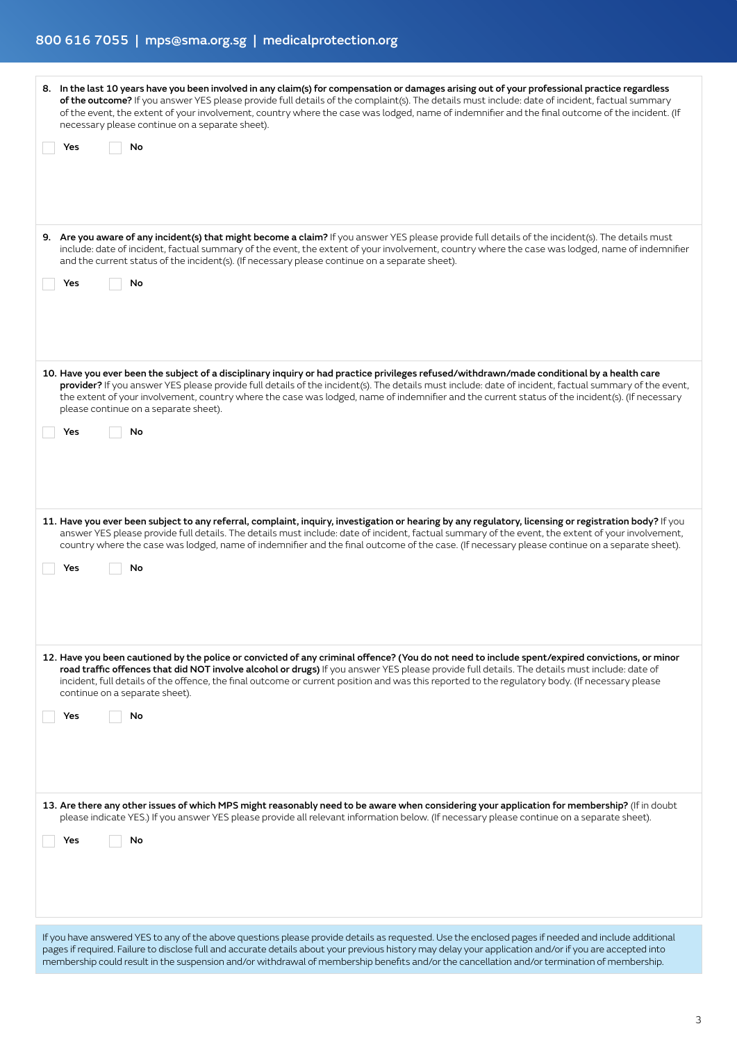8. **In the last 10 years have you been involved in any claim(s) for compensation or damages arising out of your professional practice regardless of the outcome?** If you answer YES please provide full details of the complaint(s). The details must include: date of incident, factual summary of the event, the extent of your involvement, country where the case was lodged, name of indemnifier and the final outcome of the incident. (If necessary please continue on a separate sheet).

☐ Yes ☐ No

9. **Are you aware of any incident(s) that might become a claim?** If you answer YES please provide full details of the incident(s). The details must include: date of incident, factual summary of the event, the extent of your involvement, country where the case was lodged, name of indemnifier and the current status of the incident(s). (If necessary please continue on a separate sheet).

☐ Yes ☐ No

10. **Have you ever been the subject of a disciplinary inquiry or had practice privileges refused/withdrawn/made conditional by a health care provider?** If you answer YES please provide full details of the incident(s). The details must include: date of incident, factual summary of the event, the extent of your involvement, country where the case was lodged, name of indemnifier and the current status of the incident(s). (If necessary please continue on a separate sheet).

☐ Yes ☐ No

11. **Have you ever been subject to any referral, complaint, inquiry, investigation or hearing by any regulatory, licensing or registration body?** If you answer YES please provide full details. The details must include: date of incident, factual summary of the event, the extent of your involvement, country where the case was lodged, name of indemnifier and the final outcome of the case. (If necessary please continue on a separate sheet).

☐ Yes ☐ No

12. **Have you been cautioned by the police or convicted of any criminal offence? (You do not need to include spent/expired convictions, or minor road traffic offences that did NOT involve alcohol or drugs)** If you answer YES please provide full details. The details must include: date of incident, full details of the offence, the final outcome or current position and was this reported to the regulatory body. (If necessary please continue on a separate sheet).

☐ Yes ☐ No

13. **Are there any other issues of which MPS might reasonably need to be aware when considering your application for membership?** (If in doubt please indicate YES.) If you answer YES please provide all relevant information below. (If necessary please continue on a separate sheet).

☐ Yes ☐ No

If you have answered YES to any of the above questions please provide details as requested. Use the enclosed pages if needed and include additional pages if required. Failure to disclose full and accurate details about your previous history may delay your application and/or if you are accepted into membership could result in the suspension and/or withdrawal of membership benefits and/or the cancellation and/or termination of membership.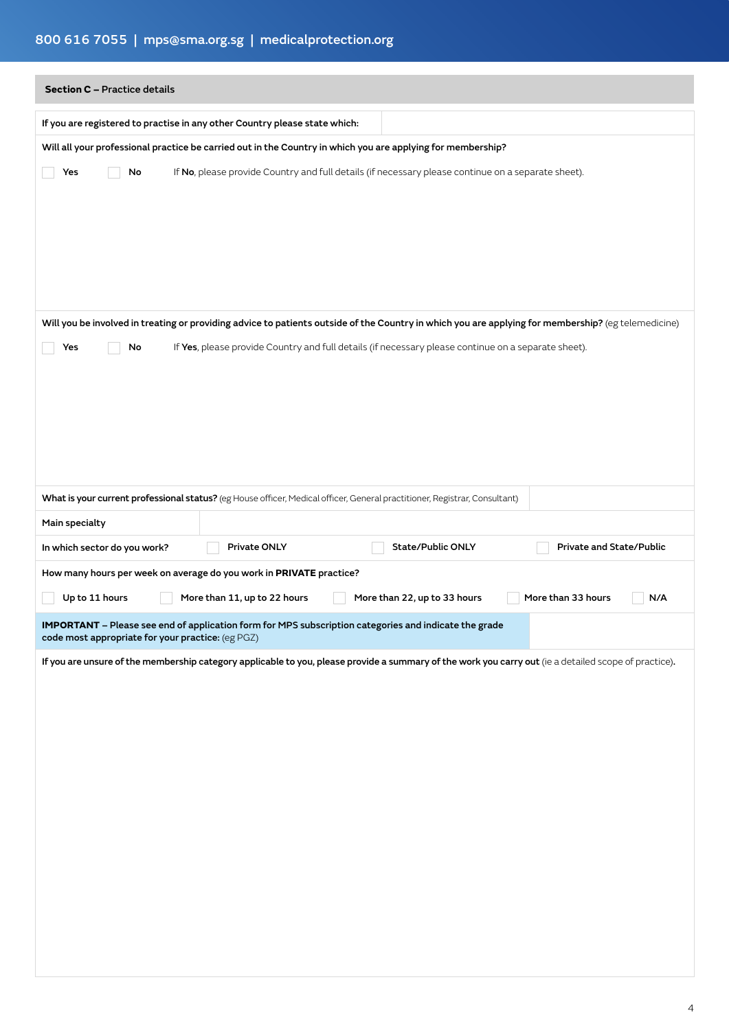## Section C – Practice details

| If you are registered to practise in any other Country please state which: | |
|---|---|

**Will all your professional practice be carried out in the Country in which you are applying for membership?**

☐ Yes ☐ No If **No**, please provide Country and full details (if necessary please continue on a separate sheet).

**Will you be involved in treating or providing advice to patients outside of the Country in which you are applying for membership?** (eg telemedicine)

☐ Yes ☐ No If **Yes**, please provide Country and full details (if necessary please continue on a separate sheet).

| **What is your current professional status?** (eg House officer, Medical officer, General practitioner, Registrar, Consultant) | |
|---|---|
| Main specialty | |

In which sector do you work? ☐ Private ONLY ☐ State/Public ONLY ☐ Private and State/Public

How many hours per week on average do you work in **PRIVATE** practice?

☐ Up to 11 hours ☐ More than 11, up to 22 hours ☐ More than 22, up to 33 hours ☐ More than 33 hours ☐ N/A

| **IMPORTANT** – Please see end of application form for MPS subscription categories and indicate the grade code most appropriate for your practice: (eg PGZ) | |
|---|---|

**If you are unsure of the membership category applicable to you, please provide a summary of the work you carry out** (ie a detailed scope of practice).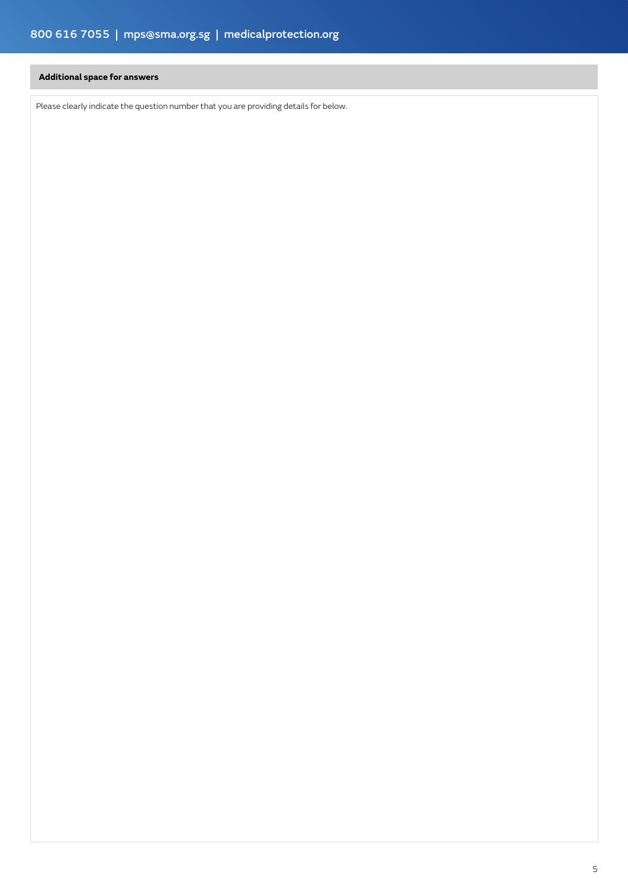**Additional space for answers**

Please clearly indicate the question number that you are providing details for below.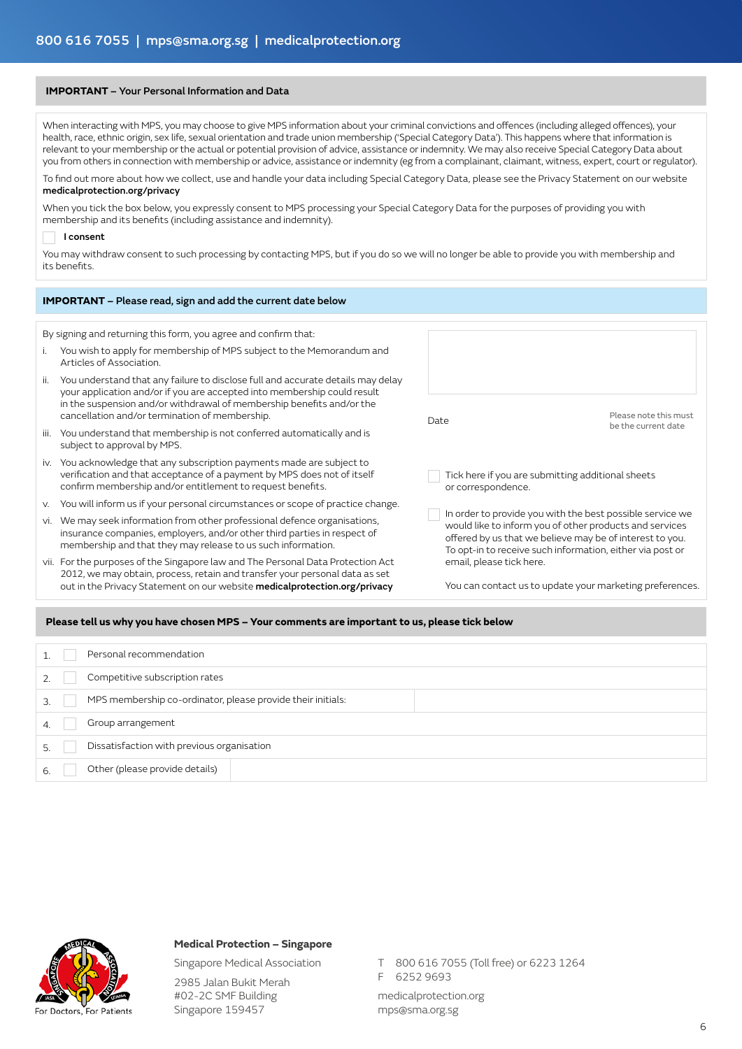800 616 7055 | mps@sma.org.sg | medicalprotection.org

## IMPORTANT – Your Personal Information and Data

When interacting with MPS, you may choose to give MPS information about your criminal convictions and offences (including alleged offences), your health, race, ethnic origin, sex life, sexual orientation and trade union membership ('Special Category Data'). This happens where that information is relevant to your membership or the actual or potential provision of advice, assistance or indemnity. We may also receive Special Category Data about you from others in connection with membership or advice, assistance or indemnity (eg from a complainant, claimant, witness, expert, court or regulator).

To find out more about how we collect, use and handle your data including Special Category Data, please see the Privacy Statement on our website **medicalprotection.org/privacy**

When you tick the box below, you expressly consent to MPS processing your Special Category Data for the purposes of providing you with membership and its benefits (including assistance and indemnity).

☐ **I consent**

You may withdraw consent to such processing by contacting MPS, but if you do so we will no longer be able to provide you with membership and its benefits.

## IMPORTANT – Please read, sign and add the current date below

By signing and returning this form, you agree and confirm that:

i. You wish to apply for membership of MPS subject to the Memorandum and Articles of Association.

ii. You understand that any failure to disclose full and accurate details may delay your application and/or if you are accepted into membership could result in the suspension and/or withdrawal of membership benefits and/or the cancellation and/or termination of membership.

iii. You understand that membership is not conferred automatically and is subject to approval by MPS.

iv. You acknowledge that any subscription payments made are subject to verification and that acceptance of a payment by MPS does not of itself confirm membership and/or entitlement to request benefits.

v. You will inform us if your personal circumstances or scope of practice change.

vi. We may seek information from other professional defence organisations, insurance companies, employers, and/or other third parties in respect of membership and that they may release to us such information.

vii. For the purposes of the Singapore law and The Personal Data Protection Act 2012, we may obtain, process, retain and transfer your personal data as set out in the Privacy Statement on our website **medicalprotection.org/privacy**

Date ____________ Please note this must be the current date

☐ Tick here if you are submitting additional sheets or correspondence.

☐ In order to provide you with the best possible service we would like to inform you of other products and services offered by us that we believe may be of interest to you. To opt-in to receive such information, either via post or email, please tick here.

You can contact us to update your marketing preferences.

## Please tell us why you have chosen MPS – Your comments are important to us, please tick below

| No. | | Reason | |
|---|---|---|---|
| 1. | ☐ | Personal recommendation | |
| 2. | ☐ | Competitive subscription rates | |
| 3. | ☐ | MPS membership co-ordinator, please provide their initials: | |
| 4. | ☐ | Group arrangement | |
| 5. | ☐ | Dissatisfaction with previous organisation | |
| 6. | ☐ | Other (please provide details) | |

For Doctors, For Patients

**Medical Protection – Singapore**

Singapore Medical Association

2985 Jalan Bukit Merah
#02-2C SMF Building
Singapore 159457

T 800 616 7055 (Toll free) or 6223 1264
F 6252 9693

medicalprotection.org
mps@sma.org.sg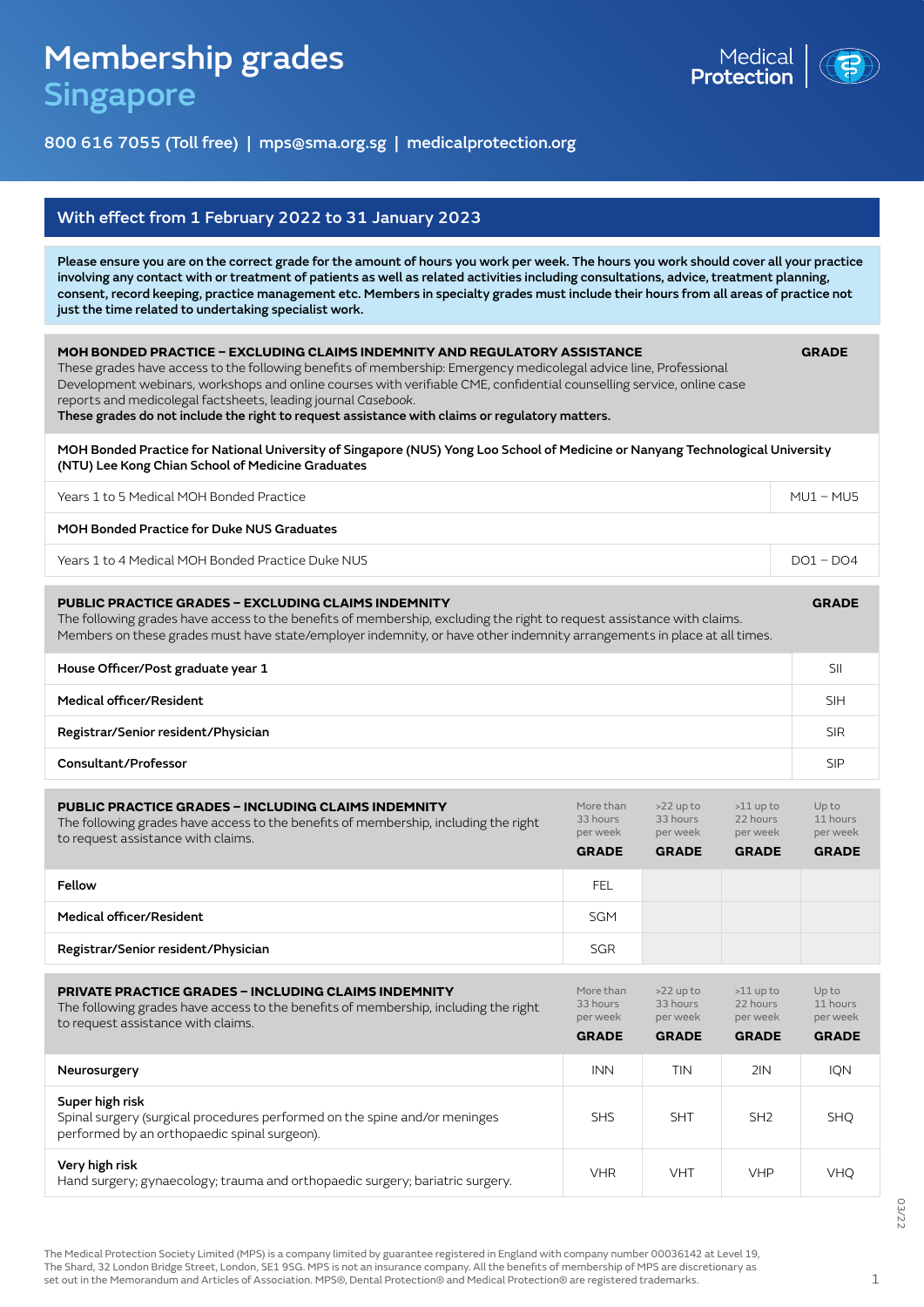# Membership grades
## Singapore

800 616 7055 (Toll free) | mps@sma.org.sg | medicalprotection.org

### With effect from 1 February 2022 to 31 January 2023

**Please ensure you are on the correct grade for the amount of hours you work per week. The hours you work should cover all your practice involving any contact with or treatment of patients as well as related activities including consultations, advice, treatment planning, consent, record keeping, practice management etc. Members in specialty grades must include their hours from all areas of practice not just the time related to undertaking specialist work.**

| **MOH BONDED PRACTICE – EXCLUDING CLAIMS INDEMNITY AND REGULATORY ASSISTANCE** These grades have access to the following benefits of membership: Emergency medicolegal advice line, Professional Development webinars, workshops and online courses with verifiable CME, confidential counselling service, online case reports and medicolegal factsheets, leading journal *Casebook*. **These grades do not include the right to request assistance with claims or regulatory matters.** | **GRADE** |
|---|---|
| **MOH Bonded Practice for National University of Singapore (NUS) Yong Loo School of Medicine or Nanyang Technological University (NTU) Lee Kong Chian School of Medicine Graduates** | |
| Years 1 to 5 Medical MOH Bonded Practice | MU1 – MU5 |
| **MOH Bonded Practice for Duke NUS Graduates** | |
| Years 1 to 4 Medical MOH Bonded Practice Duke NUS | DO1 – DO4 |

| **PUBLIC PRACTICE GRADES – EXCLUDING CLAIMS INDEMNITY** The following grades have access to the benefits of membership, excluding the right to request assistance with claims. Members on these grades must have state/employer indemnity, or have other indemnity arrangements in place at all times. | **GRADE** |
|---|---|
| **House Officer/Post graduate year 1** | SII |
| **Medical officer/Resident** | SIH |
| **Registrar/Senior resident/Physician** | SIR |
| **Consultant/Professor** | SIP |

| **PUBLIC PRACTICE GRADES – INCLUDING CLAIMS INDEMNITY** The following grades have access to the benefits of membership, including the right to request assistance with claims. | More than 33 hours per week **GRADE** | >22 up to 33 hours per week **GRADE** | >11 up to 22 hours per week **GRADE** | Up to 11 hours per week **GRADE** |
|---|---|---|---|---|
| **Fellow** | FEL | | | |
| **Medical officer/Resident** | SGM | | | |
| **Registrar/Senior resident/Physician** | SGR | | | |

| **PRIVATE PRACTICE GRADES – INCLUDING CLAIMS INDEMNITY** The following grades have access to the benefits of membership, including the right to request assistance with claims. | More than 33 hours per week **GRADE** | >22 up to 33 hours per week **GRADE** | >11 up to 22 hours per week **GRADE** | Up to 11 hours per week **GRADE** |
|---|---|---|---|---|
| **Neurosurgery** | INN | TIN | 2IN | IQN |
| **Super high risk** Spinal surgery (surgical procedures performed on the spine and/or meninges performed by an orthopaedic spinal surgeon). | SHS | SHT | SH2 | SHQ |
| **Very high risk** Hand surgery; gynaecology; trauma and orthopaedic surgery; bariatric surgery. | VHR | VHT | VHP | VHQ |

The Medical Protection Society Limited (MPS) is a company limited by guarantee registered in England with company number 00036142 at Level 19, The Shard, 32 London Bridge Street, London, SE1 9SG. MPS is not an insurance company. All the benefits of membership of MPS are discretionary as set out in the Memorandum and Articles of Association. MPS®, Dental Protection® and Medical Protection® are registered trademarks.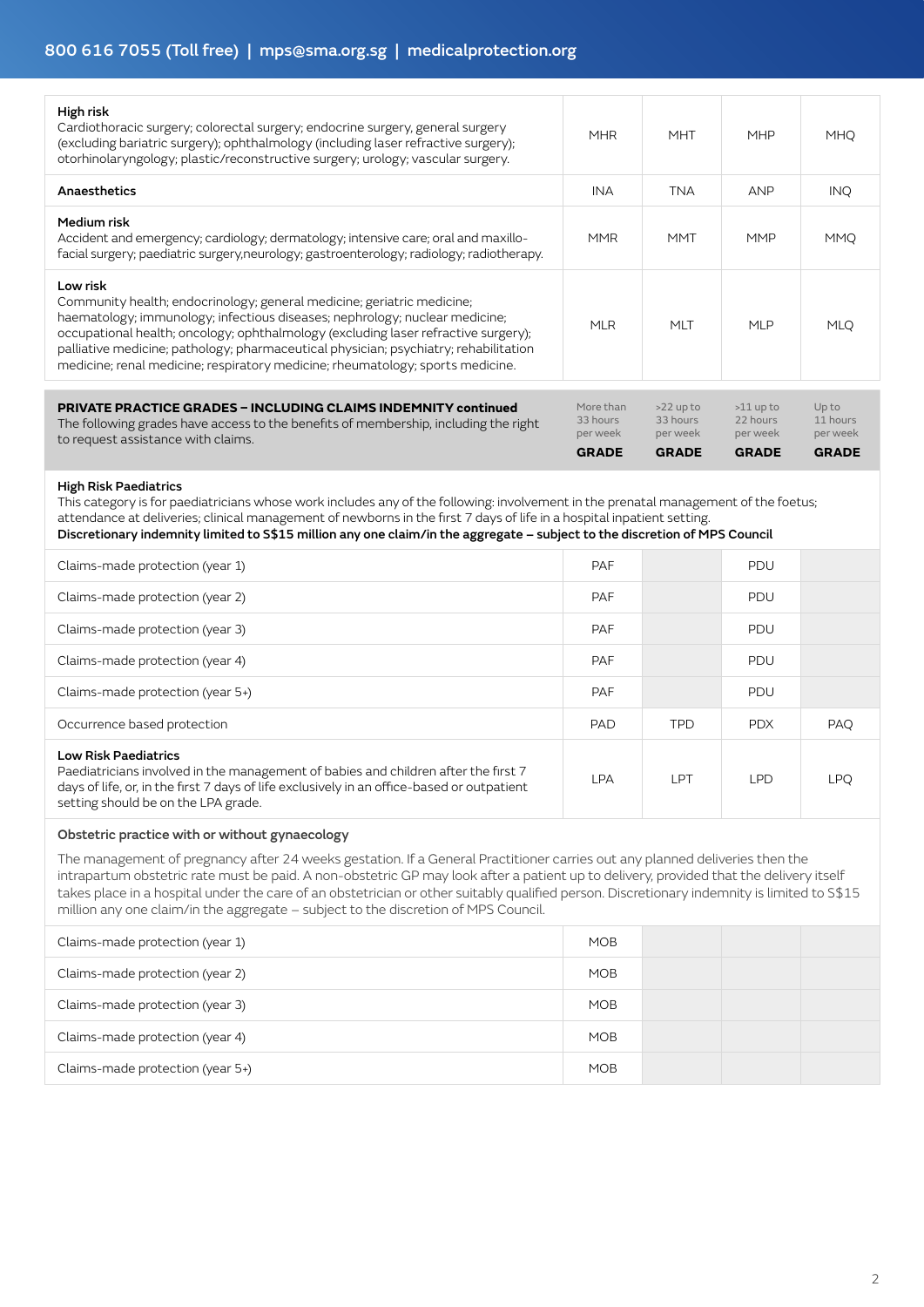| | | | | |
|---|---|---|---|---|
| **High risk**<br>Cardiothoracic surgery; colorectal surgery; endocrine surgery, general surgery (excluding bariatric surgery); ophthalmology (including laser refractive surgery); otorhinolaryngology; plastic/reconstructive surgery; urology; vascular surgery. | MHR | MHT | MHP | MHQ |
| **Anaesthetics** | INA | TNA | ANP | INQ |
| **Medium risk**<br>Accident and emergency; cardiology; dermatology; intensive care; oral and maxillo-facial surgery; paediatric surgery,neurology; gastroenterology; radiology; radiotherapy. | MMR | MMT | MMP | MMQ |
| **Low risk**<br>Community health; endocrinology; general medicine; geriatric medicine; haematology; immunology; infectious diseases; nephrology; nuclear medicine; occupational health; oncology; ophthalmology (excluding laser refractive surgery); palliative medicine; pathology; pharmaceutical physician; psychiatry; rehabilitation medicine; renal medicine; respiratory medicine; rheumatology; sports medicine. | MLR | MLT | MLP | MLQ |

| **PRIVATE PRACTICE GRADES – INCLUDING CLAIMS INDEMNITY continued**<br>The following grades have access to the benefits of membership, including the right to request assistance with claims. | More than 33 hours per week<br>**GRADE** | >22 up to 33 hours per week<br>**GRADE** | >11 up to 22 hours per week<br>**GRADE** | Up to 11 hours per week<br>**GRADE** |
|---|---|---|---|---|
| **High Risk Paediatrics**<br>This category is for paediatricians whose work includes any of the following: involvement in the prenatal management of the foetus; attendance at deliveries; clinical management of newborns in the first 7 days of life in a hospital inpatient setting.<br>**Discretionary indemnity limited to S$15 million any one claim/in the aggregate – subject to the discretion of MPS Council** | | | | |
| Claims-made protection (year 1) | PAF | | PDU | |
| Claims-made protection (year 2) | PAF | | PDU | |
| Claims-made protection (year 3) | PAF | | PDU | |
| Claims-made protection (year 4) | PAF | | PDU | |
| Claims-made protection (year 5+) | PAF | | PDU | |
| Occurrence based protection | PAD | TPD | PDX | PAQ |
| **Low Risk Paediatrics**<br>Paediatricians involved in the management of babies and children after the first 7 days of life, or, in the first 7 days of life exclusively in an office-based or outpatient setting should be on the LPA grade. | LPA | LPT | LPD | LPQ |
| **Obstetric practice with or without gynaecology**<br>The management of pregnancy after 24 weeks gestation. If a General Practitioner carries out any planned deliveries then the intrapartum obstetric rate must be paid. A non-obstetric GP may look after a patient up to delivery, provided that the delivery itself takes place in a hospital under the care of an obstetrician or other suitably qualified person. Discretionary indemnity is limited to S$15 million any one claim/in the aggregate – subject to the discretion of MPS Council. | | | | |
| Claims-made protection (year 1) | MOB | | | |
| Claims-made protection (year 2) | MOB | | | |
| Claims-made protection (year 3) | MOB | | | |
| Claims-made protection (year 4) | MOB | | | |
| Claims-made protection (year 5+) | MOB | | | |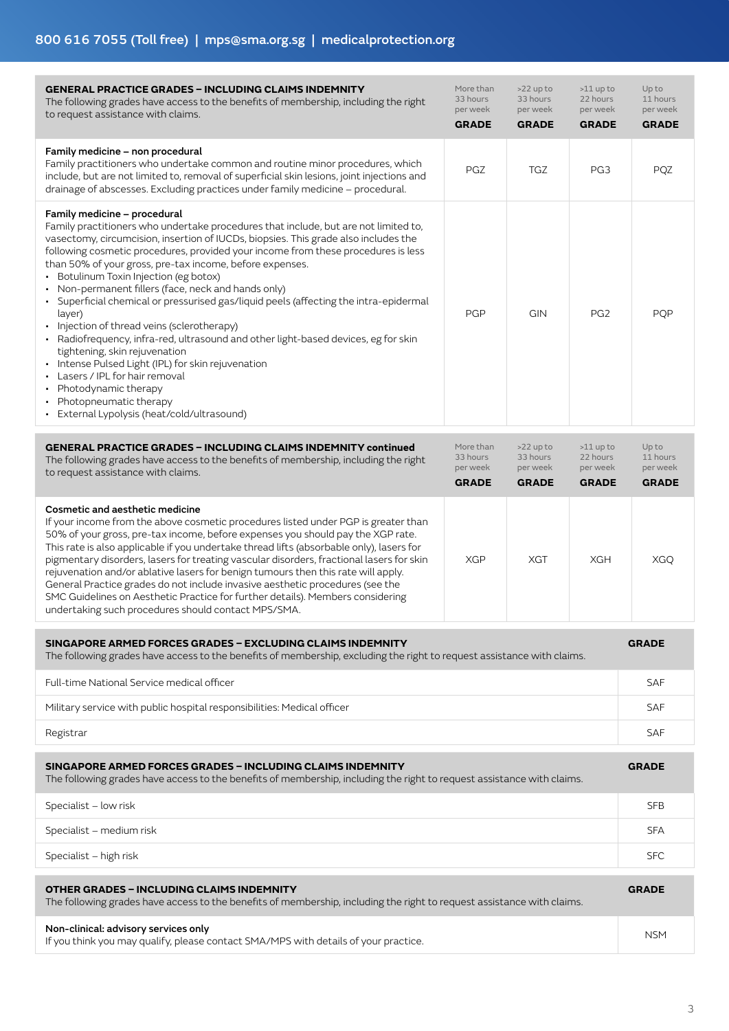| **GENERAL PRACTICE GRADES – INCLUDING CLAIMS INDEMNITY**<br>The following grades have access to the benefits of membership, including the right to request assistance with claims. | More than 33 hours per week<br>**GRADE** | >22 up to 33 hours per week<br>**GRADE** | >11 up to 22 hours per week<br>**GRADE** | Up to 11 hours per week<br>**GRADE** |
|---|---|---|---|---|
| **Family medicine – non procedural**<br>Family practitioners who undertake common and routine minor procedures, which include, but are not limited to, removal of superficial skin lesions, joint injections and drainage of abscesses. Excluding practices under family medicine – procedural. | PGZ | TGZ | PG3 | PQZ |
| **Family medicine – procedural**<br>Family practitioners who undertake procedures that include, but are not limited to, vasectomy, circumcision, insertion of IUCDs, biopsies. This grade also includes the following cosmetic procedures, provided your income from these procedures is less than 50% of your gross, pre-tax income, before expenses.<br>• Botulinum Toxin Injection (eg botox)<br>• Non-permanent fillers (face, neck and hands only)<br>• Superficial chemical or pressurised gas/liquid peels (affecting the intra-epidermal layer)<br>• Injection of thread veins (sclerotherapy)<br>• Radiofrequency, infra-red, ultrasound and other light-based devices, eg for skin tightening, skin rejuvenation<br>• Intense Pulsed Light (IPL) for skin rejuvenation<br>• Lasers / IPL for hair removal<br>• Photodynamic therapy<br>• Photopneumatic therapy<br>• External Lypolysis (heat/cold/ultrasound) | PGP | GIN | PG2 | PQP |

| **GENERAL PRACTICE GRADES – INCLUDING CLAIMS INDEMNITY continued**<br>The following grades have access to the benefits of membership, including the right to request assistance with claims. | More than 33 hours per week<br>**GRADE** | >22 up to 33 hours per week<br>**GRADE** | >11 up to 22 hours per week<br>**GRADE** | Up to 11 hours per week<br>**GRADE** |
|---|---|---|---|---|
| **Cosmetic and aesthetic medicine**<br>If your income from the above cosmetic procedures listed under PGP is greater than 50% of your gross, pre-tax income, before expenses you should pay the XGP rate. This rate is also applicable if you undertake thread lifts (absorbable only), lasers for pigmentary disorders, lasers for treating vascular disorders, fractional lasers for skin rejuvenation and/or ablative lasers for benign tumours then this rate will apply. General Practice grades do not include invasive aesthetic procedures (see the SMC Guidelines on Aesthetic Practice for further details). Members considering undertaking such procedures should contact MPS/SMA. | XGP | XGT | XGH | XGQ |

| **SINGAPORE ARMED FORCES GRADES – EXCLUDING CLAIMS INDEMNITY**<br>The following grades have access to the benefits of membership, excluding the right to request assistance with claims. | **GRADE** |
|---|---|
| Full-time National Service medical officer | SAF |
| Military service with public hospital responsibilities: Medical officer | SAF |
| Registrar | SAF |

| **SINGAPORE ARMED FORCES GRADES – INCLUDING CLAIMS INDEMNITY**<br>The following grades have access to the benefits of membership, including the right to request assistance with claims. | **GRADE** |
|---|---|
| Specialist – low risk | SFB |
| Specialist – medium risk | SFA |
| Specialist – high risk | SFC |

| **OTHER GRADES – INCLUDING CLAIMS INDEMNITY**<br>The following grades have access to the benefits of membership, including the right to request assistance with claims. | **GRADE** |
|---|---|
| **Non-clinical: advisory services only**<br>If you think you may qualify, please contact SMA/MPS with details of your practice. | NSM |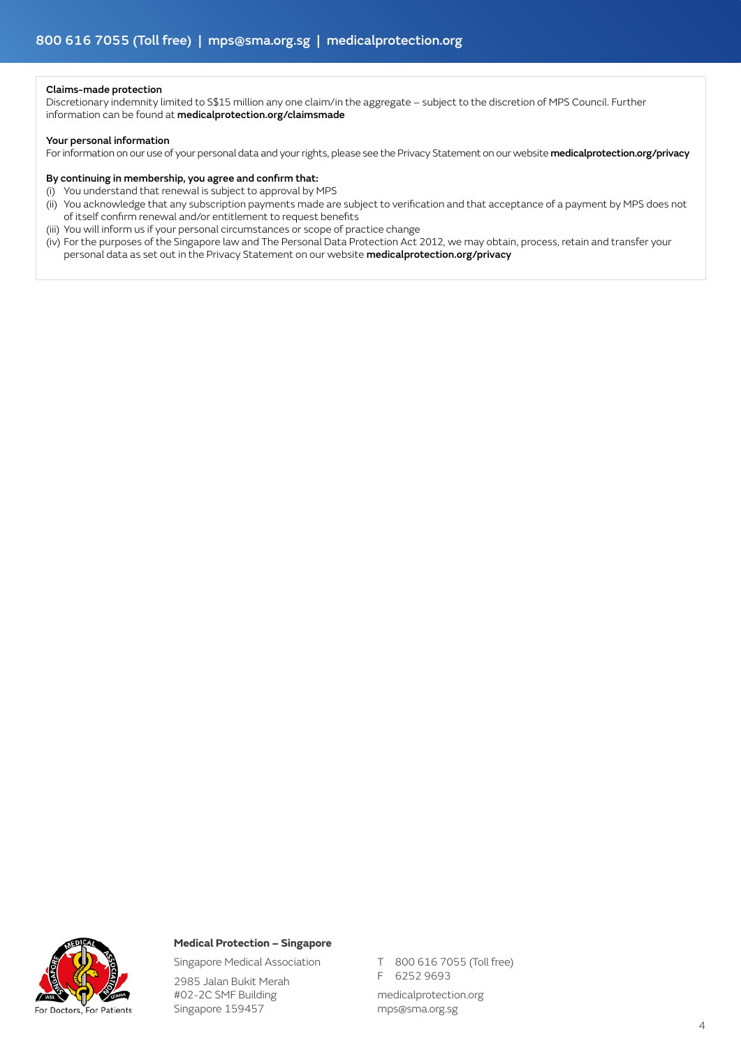**Claims-made protection**

Discretionary indemnity limited to S$15 million any one claim/in the aggregate – subject to the discretion of MPS Council. Further information can be found at **medicalprotection.org/claimsmade**

**Your personal information**

For information on our use of your personal data and your rights, please see the Privacy Statement on our website **medicalprotection.org/privacy**

**By continuing in membership, you agree and confirm that:**

(i) You understand that renewal is subject to approval by MPS

(ii) You acknowledge that any subscription payments made are subject to verification and that acceptance of a payment by MPS does not of itself confirm renewal and/or entitlement to request benefits

(iii) You will inform us if your personal circumstances or scope of practice change

(iv) For the purposes of the Singapore law and The Personal Data Protection Act 2012, we may obtain, process, retain and transfer your personal data as set out in the Privacy Statement on our website **medicalprotection.org/privacy**

For Doctors, For Patients

**Medical Protection – Singapore**

Singapore Medical Association

2985 Jalan Bukit Merah
#02-2C SMF Building
Singapore 159457

T 800 616 7055 (Toll free)
F 6252 9693

medicalprotection.org
mps@sma.org.sg